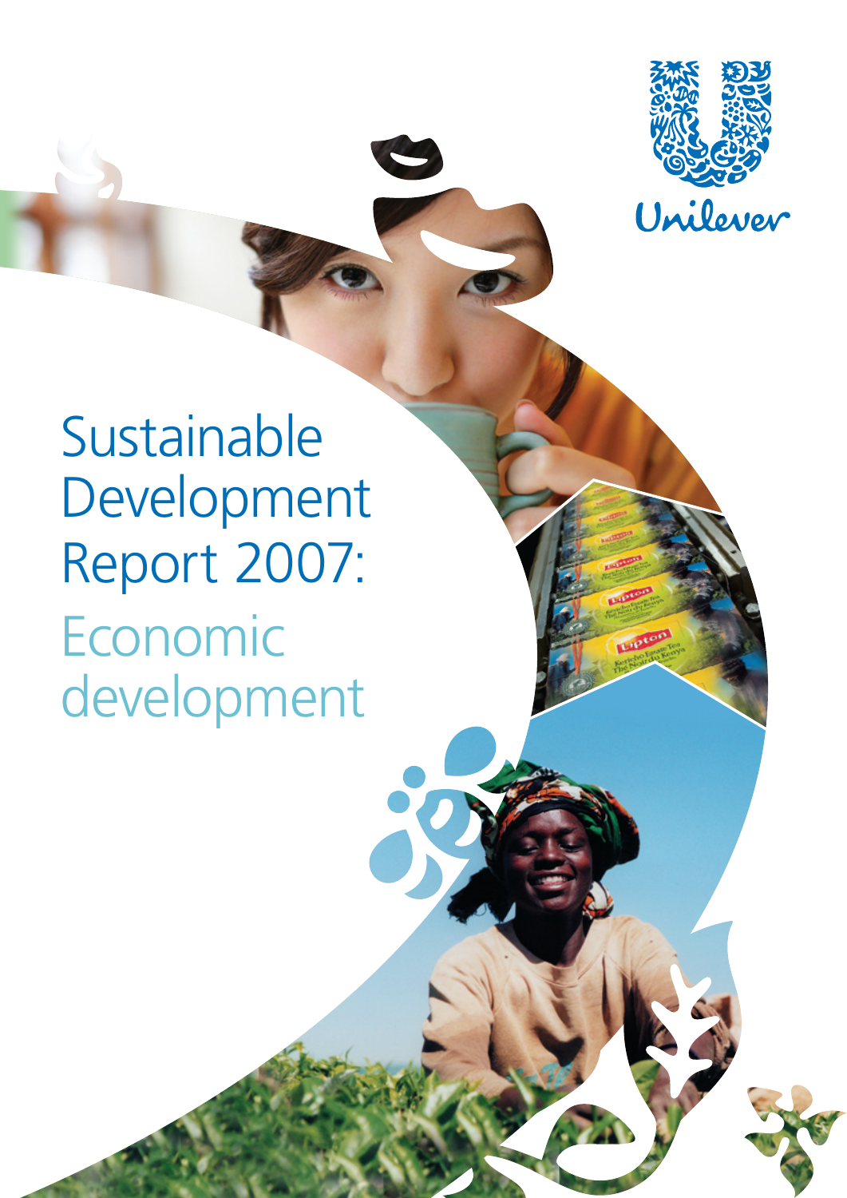Unilever

# Sustainable Development Report 2007:

## Economic development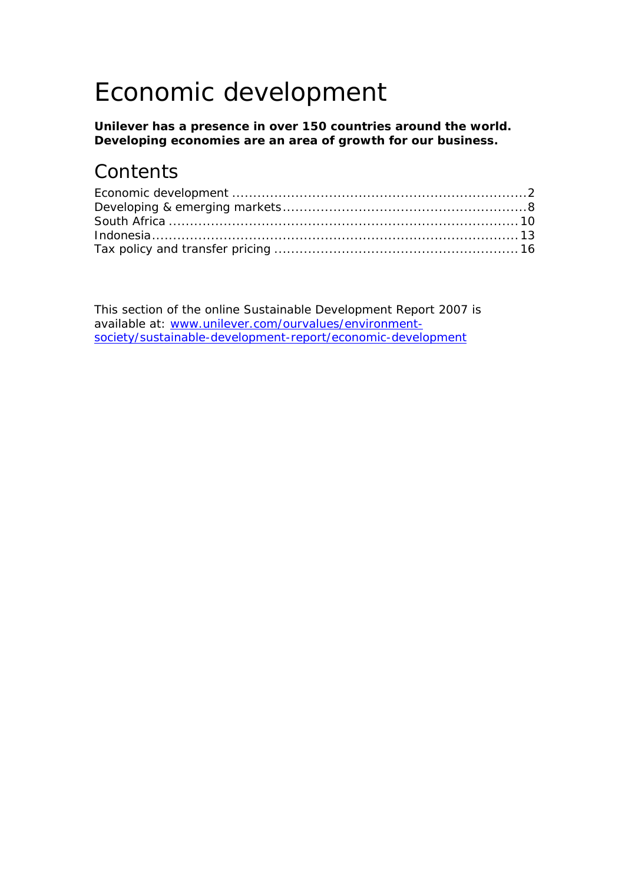# Economic development

**Unilever has a presence in over 150 countries around the world. Developing economies are an area of growth for our business.**

## Contents

Economic development ....................................................................2
Developing & emerging markets........................................................8
South Africa ...............................................................................10
Indonesia...................................................................................13
Tax policy and transfer pricing .......................................................16

This section of the online Sustainable Development Report 2007 is available at: [www.unilever.com/ourvalues/environment-society/sustainable-development-report/economic-development](http://www.unilever.com/ourvalues/environment-society/sustainable-development-report/economic-development)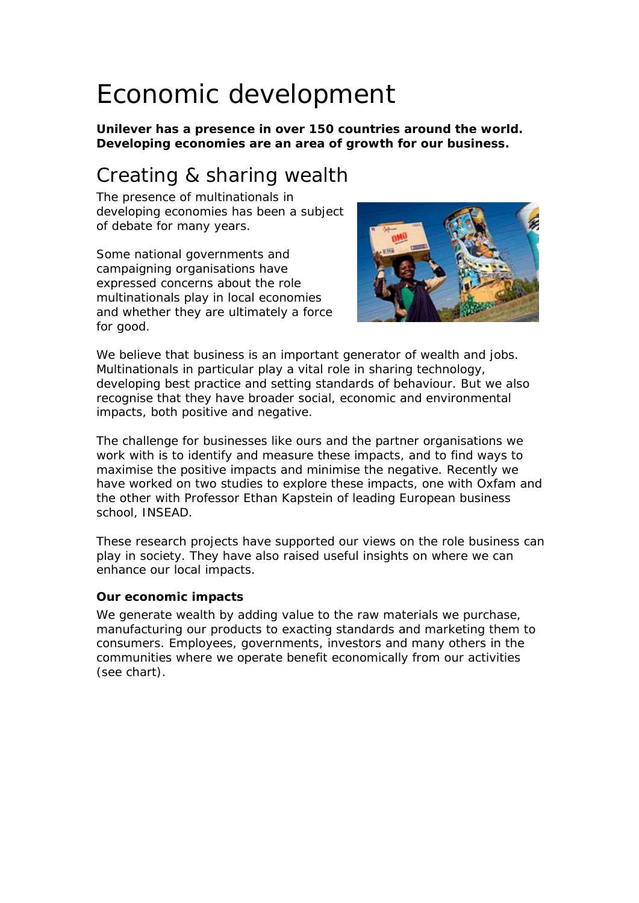# Economic development

**Unilever has a presence in over 150 countries around the world. Developing economies are an area of growth for our business.**

## Creating & sharing wealth

The presence of multinationals in developing economies has been a subject of debate for many years.

Some national governments and campaigning organisations have expressed concerns about the role multinationals play in local economies and whether they are ultimately a force for good.

We believe that business is an important generator of wealth and jobs. Multinationals in particular play a vital role in sharing technology, developing best practice and setting standards of behaviour. But we also recognise that they have broader social, economic and environmental impacts, both positive and negative.

The challenge for businesses like ours and the partner organisations we work with is to identify and measure these impacts, and to find ways to maximise the positive impacts and minimise the negative. Recently we have worked on two studies to explore these impacts, one with Oxfam and the other with Professor Ethan Kapstein of leading European business school, INSEAD.

These research projects have supported our views on the role business can play in society. They have also raised useful insights on where we can enhance our local impacts.

**Our economic impacts**

We generate wealth by adding value to the raw materials we purchase, manufacturing our products to exacting standards and marketing them to consumers. Employees, governments, investors and many others in the communities where we operate benefit economically from our activities (see chart).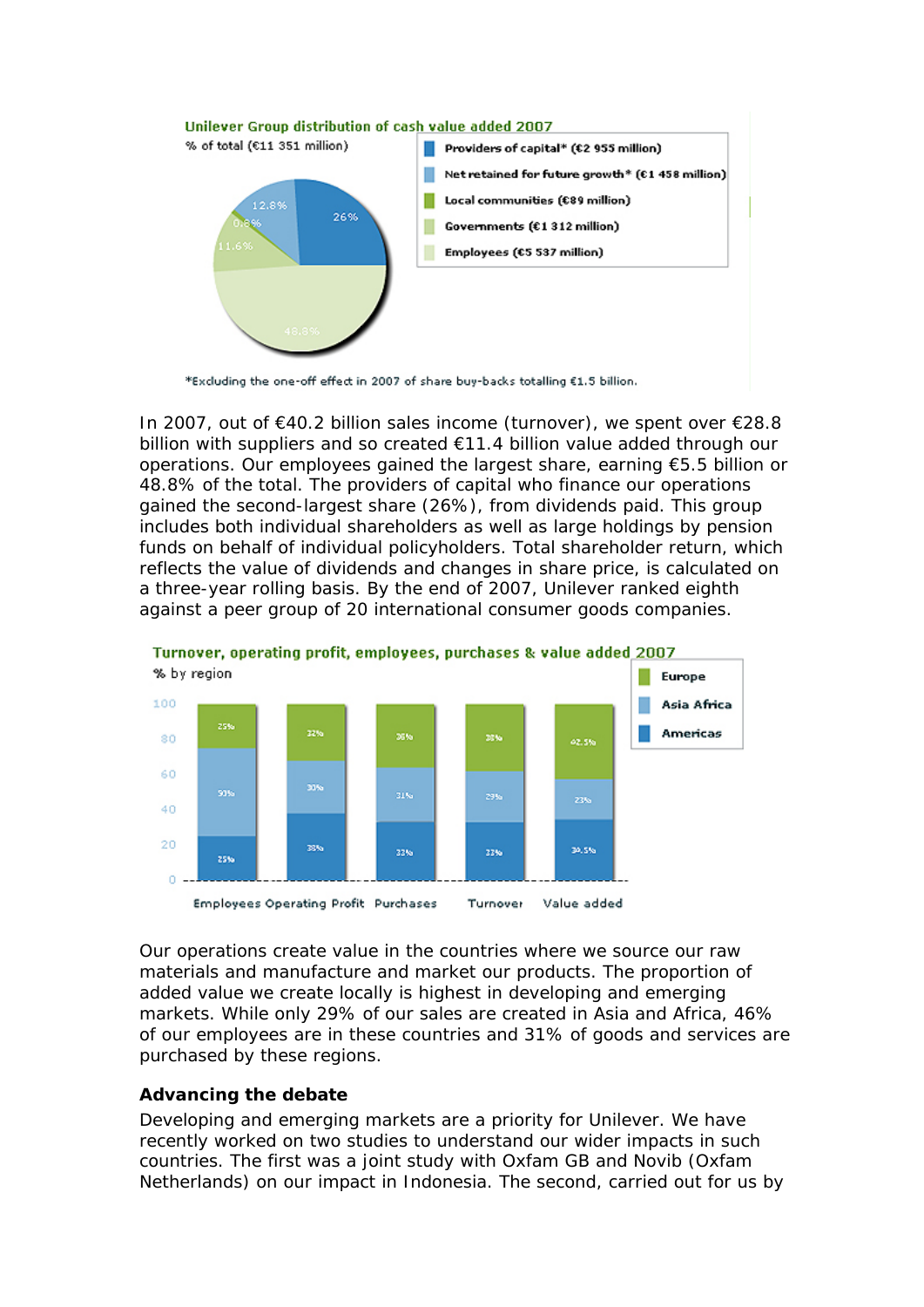**Unilever Group distribution of cash value added 2007**

% of total (€11 351 million)

| Category | Amount | % |
| --- | --- | --- |
| Providers of capital* | €2 955 million | 26% |
| Net retained for future growth* | €1 458 million | 12.8% |
| Local communities | €89 million | 0.8% |
| Governments | €1 312 million | 11.6% |
| Employees | €5 537 million | 48.8% |

*Excluding the one-off effect in 2007 of share buy-backs totalling €1.5 billion.

In 2007, out of €40.2 billion sales income (turnover), we spent over €28.8 billion with suppliers and so created €11.4 billion value added through our operations. Our employees gained the largest share, earning €5.5 billion or 48.8% of the total. The providers of capital who finance our operations gained the second-largest share (26%), from dividends paid. This group includes both individual shareholders as well as large holdings by pension funds on behalf of individual policyholders. Total shareholder return, which reflects the value of dividends and changes in share price, is calculated on a three-year rolling basis. By the end of 2007, Unilever ranked eighth against a peer group of 20 international consumer goods companies.

**Turnover, operating profit, employees, purchases & value added 2007**

% by region

| Region | Employees | Operating Profit | Purchases | Turnover | Value added |
| --- | --- | --- | --- | --- | --- |
| Europe | 25% | 32% | 36% | 38% | 42.5% |
| Asia Africa | 50% | 30% | 31% | 29% | 23% |
| Americas | 25% | 38% | 33% | 33% | 34.5% |

Our operations create value in the countries where we source our raw materials and manufacture and market our products. The proportion of added value we create locally is highest in developing and emerging markets. While only 29% of our sales are created in Asia and Africa, 46% of our employees are in these countries and 31% of goods and services are purchased by these regions.

**Advancing the debate**

Developing and emerging markets are a priority for Unilever. We have recently worked on two studies to understand our wider impacts in such countries. The first was a joint study with Oxfam GB and Novib (Oxfam Netherlands) on our impact in Indonesia. The second, carried out for us by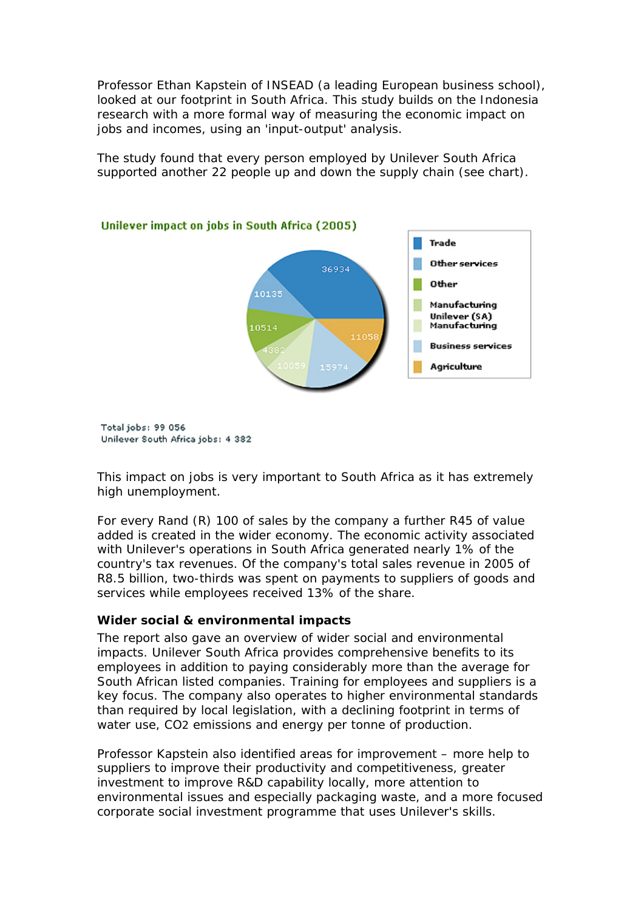Professor Ethan Kapstein of INSEAD (a leading European business school), looked at our footprint in South Africa. This study builds on the Indonesia research with a more formal way of measuring the economic impact on jobs and incomes, using an 'input-output' analysis.

The study found that every person employed by Unilever South Africa supported another 22 people up and down the supply chain (see chart).

**Unilever impact on jobs in South Africa (2005)**

| Sector | Jobs |
|---|---|
| Trade | 36934 |
| Other services | 10135 |
| Other | 10514 |
| Manufacturing | 4382 |
| Unilever (SA) Manufacturing | 10059 |
| Business services | 15974 |
| Agriculture | 11058 |

Total jobs: 99 056
Unilever South Africa jobs: 4 382

This impact on jobs is very important to South Africa as it has extremely high unemployment.

For every Rand (R) 100 of sales by the company a further R45 of value added is created in the wider economy. The economic activity associated with Unilever's operations in South Africa generated nearly 1% of the country's tax revenues. Of the company's total sales revenue in 2005 of R8.5 billion, two-thirds was spent on payments to suppliers of goods and services while employees received 13% of the share.

**Wider social & environmental impacts**

The report also gave an overview of wider social and environmental impacts. Unilever South Africa provides comprehensive benefits to its employees in addition to paying considerably more than the average for South African listed companies. Training for employees and suppliers is a key focus. The company also operates to higher environmental standards than required by local legislation, with a declining footprint in terms of water use, $CO_2$ emissions and energy per tonne of production.

Professor Kapstein also identified areas for improvement – more help to suppliers to improve their productivity and competitiveness, greater investment to improve R&D capability locally, more attention to environmental issues and especially packaging waste, and a more focused corporate social investment programme that uses Unilever's skills.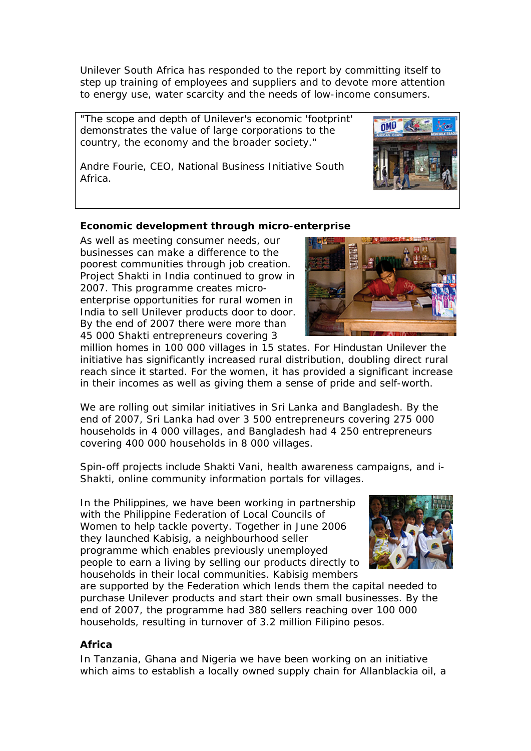Unilever South Africa has responded to the report by committing itself to step up training of employees and suppliers and to devote more attention to energy use, water scarcity and the needs of low-income consumers.

"The scope and depth of Unilever's economic 'footprint' demonstrates the value of large corporations to the country, the economy and the broader society."

Andre Fourie, CEO, National Business Initiative South Africa.

**Economic development through micro-enterprise**

As well as meeting consumer needs, our businesses can make a difference to the poorest communities through job creation. Project Shakti in India continued to grow in 2007. This programme creates micro-enterprise opportunities for rural women in India to sell Unilever products door to door. By the end of 2007 there were more than 45 000 Shakti entrepreneurs covering 3 million homes in 100 000 villages in 15 states. For Hindustan Unilever the initiative has significantly increased rural distribution, doubling direct rural reach since it started. For the women, it has provided a significant increase in their incomes as well as giving them a sense of pride and self-worth.

We are rolling out similar initiatives in Sri Lanka and Bangladesh. By the end of 2007, Sri Lanka had over 3 500 entrepreneurs covering 275 000 households in 4 000 villages, and Bangladesh had 4 250 entrepreneurs covering 400 000 households in 8 000 villages.

Spin-off projects include Shakti Vani, health awareness campaigns, and i-Shakti, online community information portals for villages.

In the Philippines, we have been working in partnership with the Philippine Federation of Local Councils of Women to help tackle poverty. Together in June 2006 they launched Kabisig, a neighbourhood seller programme which enables previously unemployed people to earn a living by selling our products directly to households in their local communities. Kabisig members are supported by the Federation which lends them the capital needed to purchase Unilever products and start their own small businesses. By the end of 2007, the programme had 380 sellers reaching over 100 000 households, resulting in turnover of 3.2 million Filipino pesos.

**Africa**

In Tanzania, Ghana and Nigeria we have been working on an initiative which aims to establish a locally owned supply chain for Allanblackia oil, a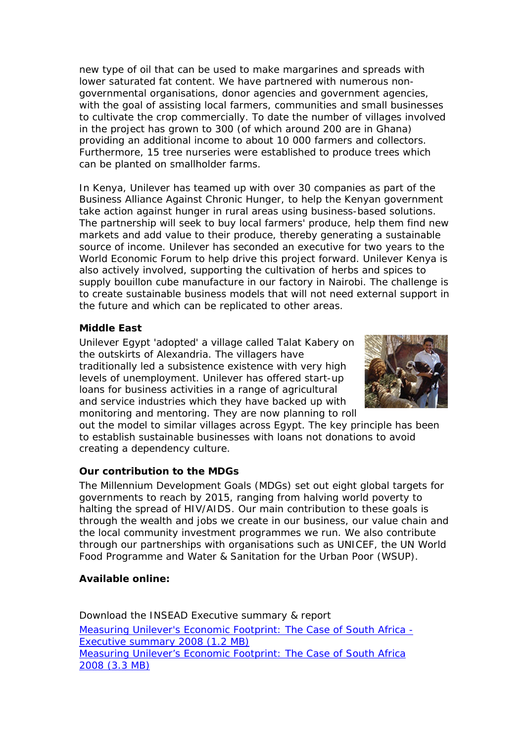new type of oil that can be used to make margarines and spreads with lower saturated fat content. We have partnered with numerous non-governmental organisations, donor agencies and government agencies, with the goal of assisting local farmers, communities and small businesses to cultivate the crop commercially. To date the number of villages involved in the project has grown to 300 (of which around 200 are in Ghana) providing an additional income to about 10 000 farmers and collectors. Furthermore, 15 tree nurseries were established to produce trees which can be planted on smallholder farms.

In Kenya, Unilever has teamed up with over 30 companies as part of the Business Alliance Against Chronic Hunger, to help the Kenyan government take action against hunger in rural areas using business-based solutions. The partnership will seek to buy local farmers' produce, help them find new markets and add value to their produce, thereby generating a sustainable source of income. Unilever has seconded an executive for two years to the World Economic Forum to help drive this project forward. Unilever Kenya is also actively involved, supporting the cultivation of herbs and spices to supply bouillon cube manufacture in our factory in Nairobi. The challenge is to create sustainable business models that will not need external support in the future and which can be replicated to other areas.

**Middle East**

Unilever Egypt 'adopted' a village called Talat Kabery on the outskirts of Alexandria. The villagers have traditionally led a subsistence existence with very high levels of unemployment. Unilever has offered start-up loans for business activities in a range of agricultural and service industries which they have backed up with monitoring and mentoring. They are now planning to roll out the model to similar villages across Egypt. The key principle has been to establish sustainable businesses with loans not donations to avoid creating a dependency culture.

**Our contribution to the MDGs**

The Millennium Development Goals (MDGs) set out eight global targets for governments to reach by 2015, ranging from halving world poverty to halting the spread of HIV/AIDS. Our main contribution to these goals is through the wealth and jobs we create in our business, our value chain and the local community investment programmes we run. We also contribute through our partnerships with organisations such as UNICEF, the UN World Food Programme and Water & Sanitation for the Urban Poor (WSUP).

**Available online:**

Download the INSEAD Executive summary & report

Measuring Unilever's Economic Footprint: The Case of South Africa - Executive summary 2008 (1.2 MB)

Measuring Unilever's Economic Footprint: The Case of South Africa 2008 (3.3 MB)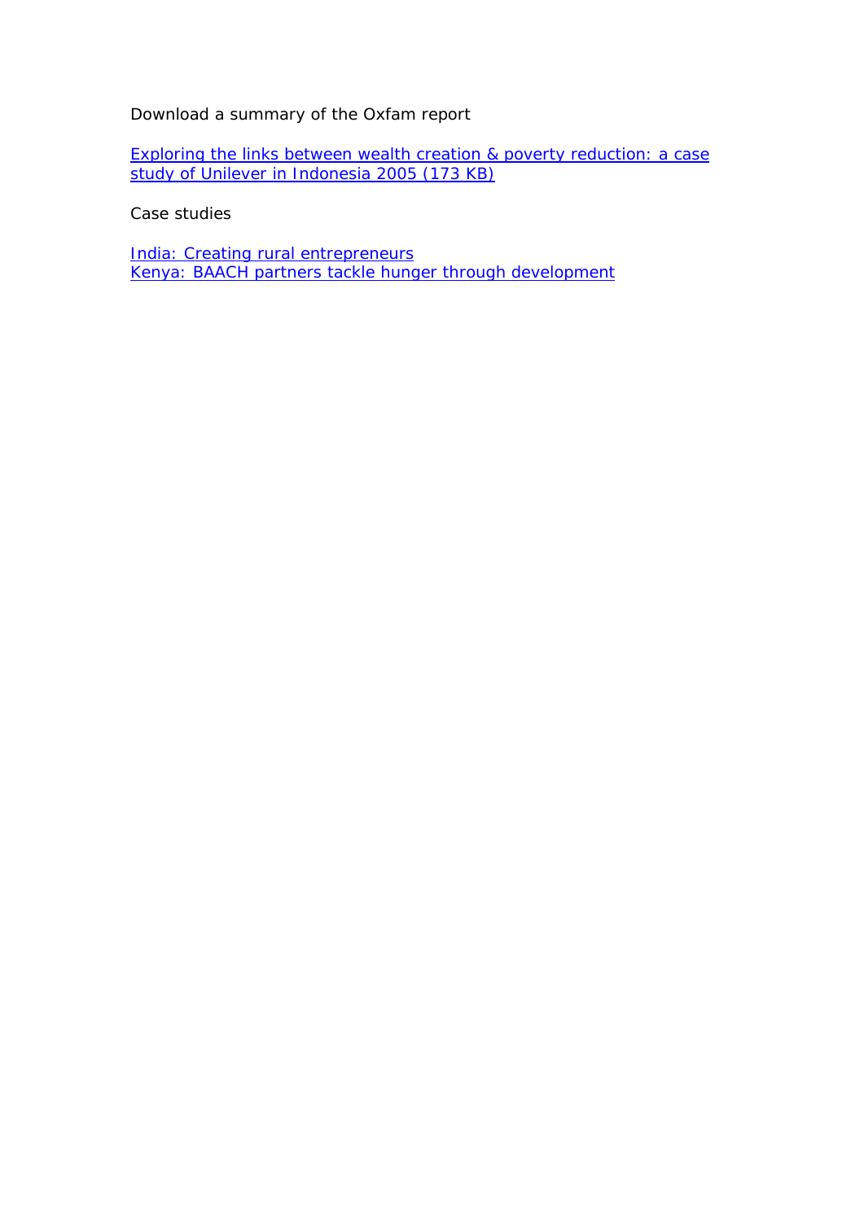Download a summary of the Oxfam report

Exploring the links between wealth creation & poverty reduction: a case study of Unilever in Indonesia 2005 (173 KB)

Case studies

India: Creating rural entrepreneurs  
Kenya: BAACH partners tackle hunger through development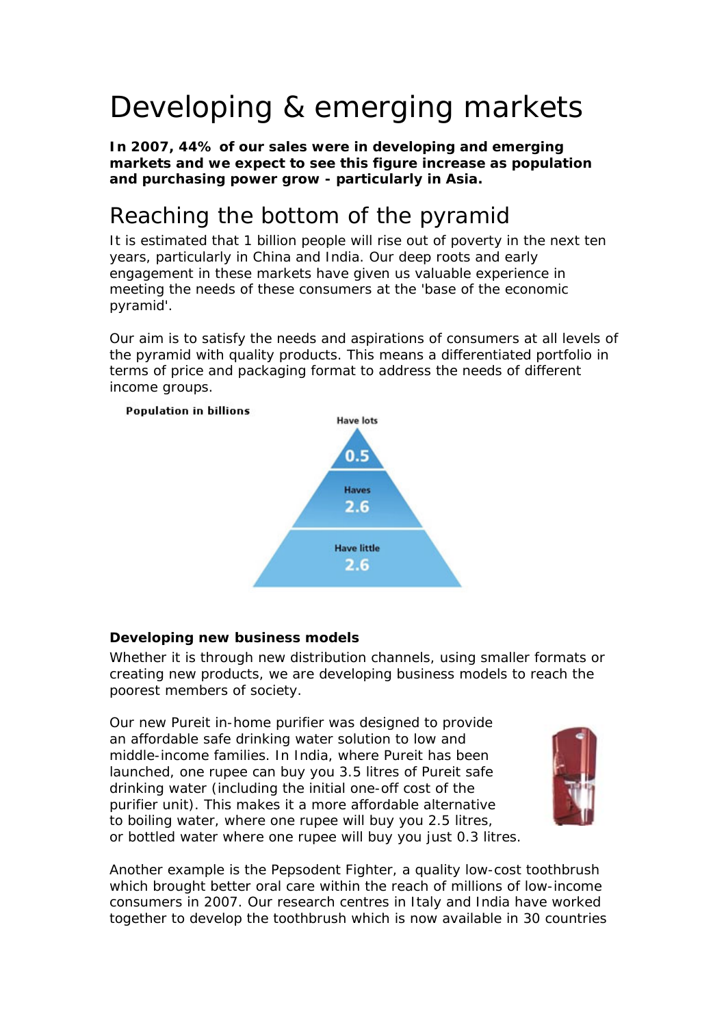# Developing & emerging markets

**In 2007, 44% of our sales were in developing and emerging markets and we expect to see this figure increase as population and purchasing power grow - particularly in Asia.**

## Reaching the bottom of the pyramid

It is estimated that 1 billion people will rise out of poverty in the next ten years, particularly in China and India. Our deep roots and early engagement in these markets have given us valuable experience in meeting the needs of these consumers at the 'base of the economic pyramid'.

Our aim is to satisfy the needs and aspirations of consumers at all levels of the pyramid with quality products. This means a differentiated portfolio in terms of price and packaging format to address the needs of different income groups.

**Population in billions**

Have lots
0.5
Haves
2.6
Have little
2.6

### Developing new business models

Whether it is through new distribution channels, using smaller formats or creating new products, we are developing business models to reach the poorest members of society.

Our new Pureit in-home purifier was designed to provide an affordable safe drinking water solution to low and middle-income families. In India, where Pureit has been launched, one rupee can buy you 3.5 litres of Pureit safe drinking water (including the initial one-off cost of the purifier unit). This makes it a more affordable alternative to boiling water, where one rupee will buy you 2.5 litres, or bottled water where one rupee will buy you just 0.3 litres.

Another example is the Pepsodent Fighter, a quality low-cost toothbrush which brought better oral care within the reach of millions of low-income consumers in 2007. Our research centres in Italy and India have worked together to develop the toothbrush which is now available in 30 countries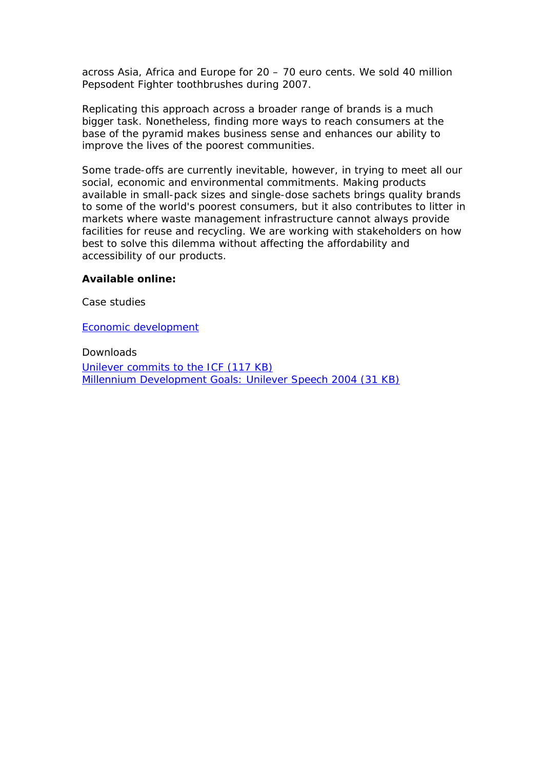across Asia, Africa and Europe for 20 – 70 euro cents. We sold 40 million Pepsodent Fighter toothbrushes during 2007.

Replicating this approach across a broader range of brands is a much bigger task. Nonetheless, finding more ways to reach consumers at the base of the pyramid makes business sense and enhances our ability to improve the lives of the poorest communities.

Some trade-offs are currently inevitable, however, in trying to meet all our social, economic and environmental commitments. Making products available in small-pack sizes and single-dose sachets brings quality brands to some of the world's poorest consumers, but it also contributes to litter in markets where waste management infrastructure cannot always provide facilities for reuse and recycling. We are working with stakeholders on how best to solve this dilemma without affecting the affordability and accessibility of our products.

**Available online:**

Case studies

Economic development

Downloads

Unilever commits to the ICF (117 KB)
Millennium Development Goals: Unilever Speech 2004 (31 KB)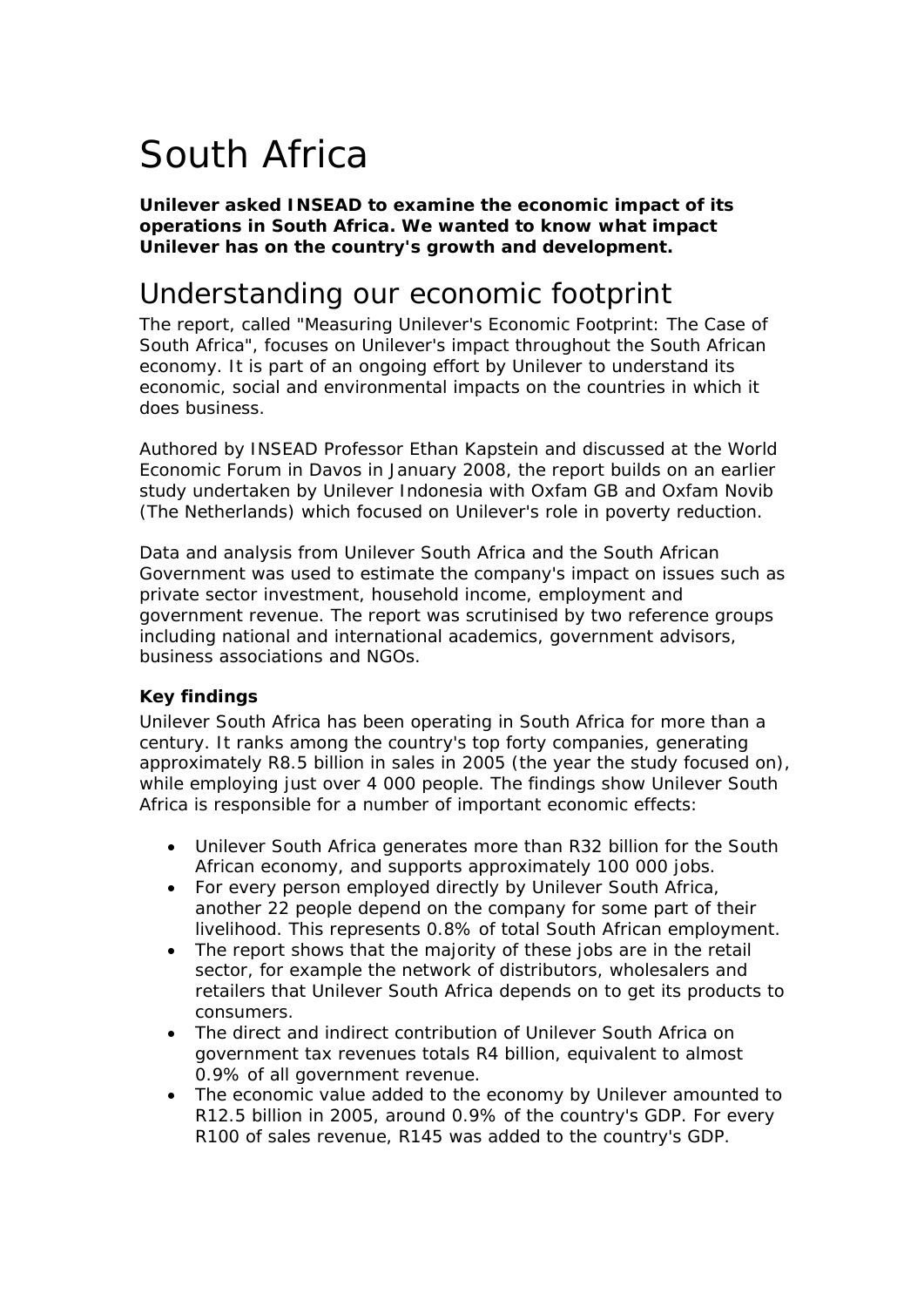# South Africa

**Unilever asked INSEAD to examine the economic impact of its operations in South Africa. We wanted to know what impact Unilever has on the country's growth and development.**

## Understanding our economic footprint

The report, called "Measuring Unilever's Economic Footprint: The Case of South Africa", focuses on Unilever's impact throughout the South African economy. It is part of an ongoing effort by Unilever to understand its economic, social and environmental impacts on the countries in which it does business.

Authored by INSEAD Professor Ethan Kapstein and discussed at the World Economic Forum in Davos in January 2008, the report builds on an earlier study undertaken by Unilever Indonesia with Oxfam GB and Oxfam Novib (The Netherlands) which focused on Unilever's role in poverty reduction.

Data and analysis from Unilever South Africa and the South African Government was used to estimate the company's impact on issues such as private sector investment, household income, employment and government revenue. The report was scrutinised by two reference groups including national and international academics, government advisors, business associations and NGOs.

### Key findings

Unilever South Africa has been operating in South Africa for more than a century. It ranks among the country's top forty companies, generating approximately R8.5 billion in sales in 2005 (the year the study focused on), while employing just over 4 000 people. The findings show Unilever South Africa is responsible for a number of important economic effects:

- Unilever South Africa generates more than R32 billion for the South African economy, and supports approximately 100 000 jobs.
- For every person employed directly by Unilever South Africa, another 22 people depend on the company for some part of their livelihood. This represents 0.8% of total South African employment.
- The report shows that the majority of these jobs are in the retail sector, for example the network of distributors, wholesalers and retailers that Unilever South Africa depends on to get its products to consumers.
- The direct and indirect contribution of Unilever South Africa on government tax revenues totals R4 billion, equivalent to almost 0.9% of all government revenue.
- The economic value added to the economy by Unilever amounted to R12.5 billion in 2005, around 0.9% of the country's GDP. For every R100 of sales revenue, R145 was added to the country's GDP.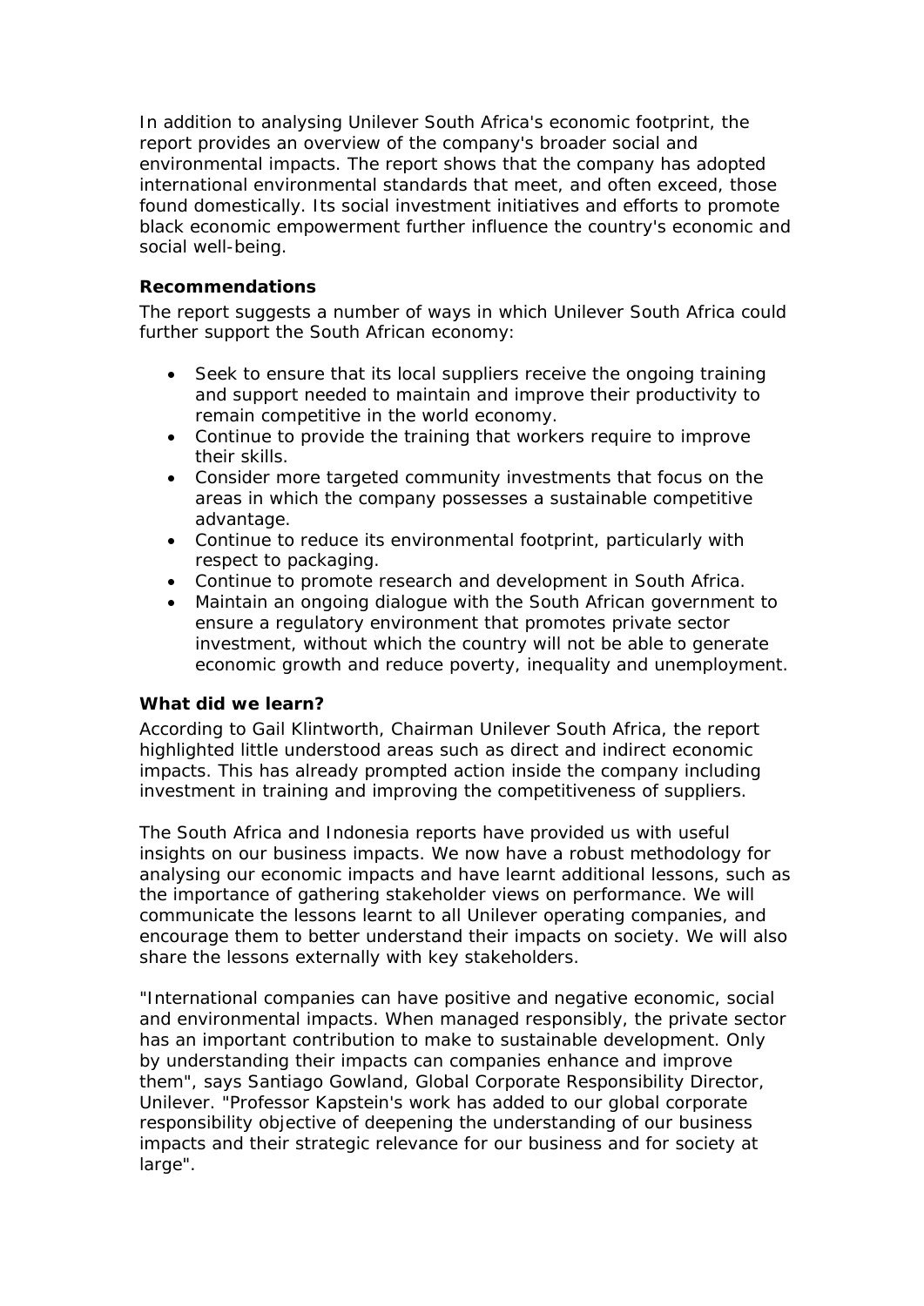In addition to analysing Unilever South Africa's economic footprint, the report provides an overview of the company's broader social and environmental impacts. The report shows that the company has adopted international environmental standards that meet, and often exceed, those found domestically. Its social investment initiatives and efforts to promote black economic empowerment further influence the country's economic and social well-being.

**Recommendations**

The report suggests a number of ways in which Unilever South Africa could further support the South African economy:

- Seek to ensure that its local suppliers receive the ongoing training and support needed to maintain and improve their productivity to remain competitive in the world economy.
- Continue to provide the training that workers require to improve their skills.
- Consider more targeted community investments that focus on the areas in which the company possesses a sustainable competitive advantage.
- Continue to reduce its environmental footprint, particularly with respect to packaging.
- Continue to promote research and development in South Africa.
- Maintain an ongoing dialogue with the South African government to ensure a regulatory environment that promotes private sector investment, without which the country will not be able to generate economic growth and reduce poverty, inequality and unemployment.

**What did we learn?**

According to Gail Klintworth, Chairman Unilever South Africa, the report highlighted little understood areas such as direct and indirect economic impacts. This has already prompted action inside the company including investment in training and improving the competitiveness of suppliers.

The South Africa and Indonesia reports have provided us with useful insights on our business impacts. We now have a robust methodology for analysing our economic impacts and have learnt additional lessons, such as the importance of gathering stakeholder views on performance. We will communicate the lessons learnt to all Unilever operating companies, and encourage them to better understand their impacts on society. We will also share the lessons externally with key stakeholders.

"International companies can have positive and negative economic, social and environmental impacts. When managed responsibly, the private sector has an important contribution to make to sustainable development. Only by understanding their impacts can companies enhance and improve them", says Santiago Gowland, Global Corporate Responsibility Director, Unilever. "Professor Kapstein's work has added to our global corporate responsibility objective of deepening the understanding of our business impacts and their strategic relevance for our business and for society at large".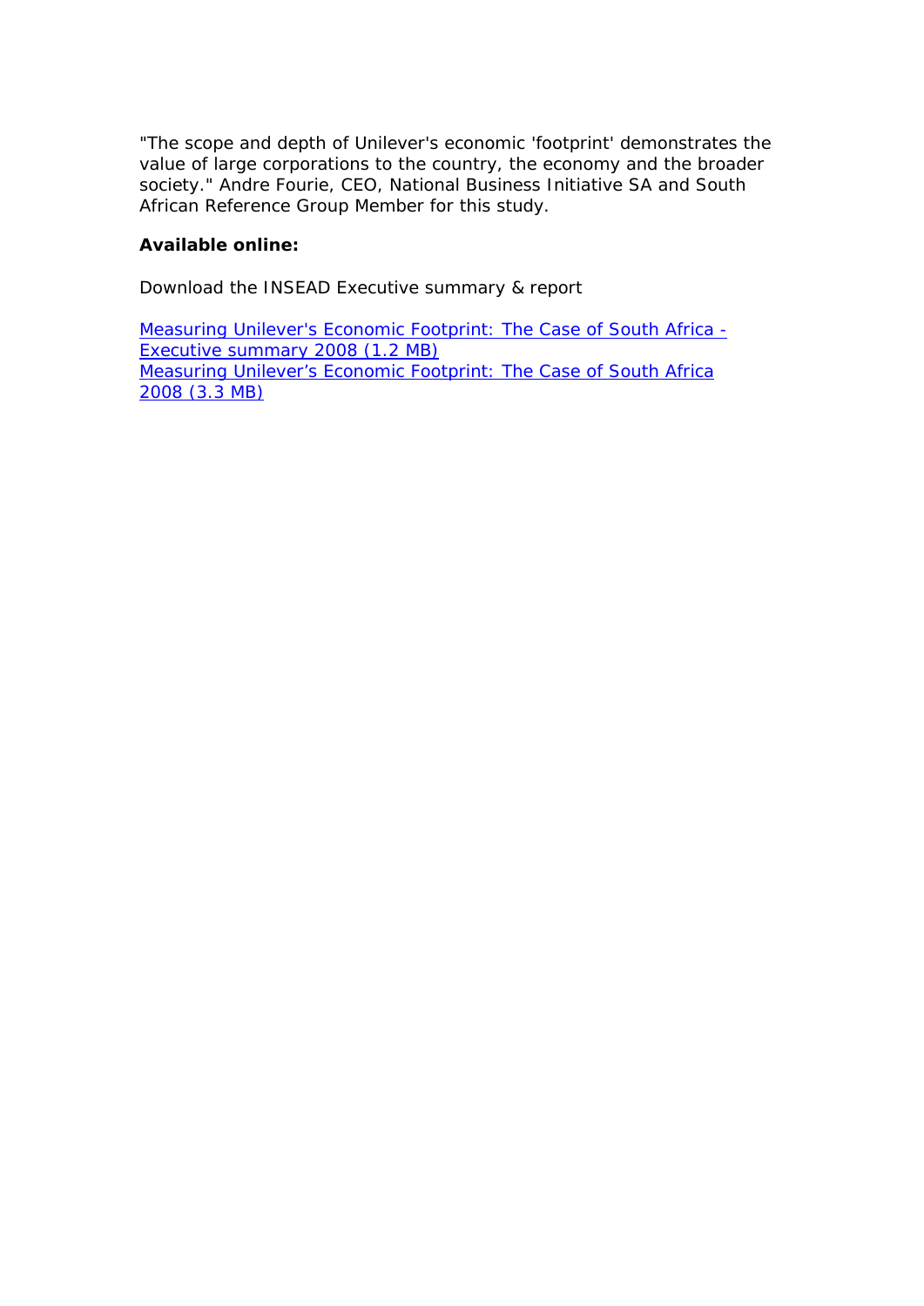"The scope and depth of Unilever's economic 'footprint' demonstrates the value of large corporations to the country, the economy and the broader society." Andre Fourie, CEO, National Business Initiative SA and South African Reference Group Member for this study.

**Available online:**

Download the INSEAD Executive summary & report

Measuring Unilever's Economic Footprint: The Case of South Africa - Executive summary 2008 (1.2 MB)
Measuring Unilever's Economic Footprint: The Case of South Africa 2008 (3.3 MB)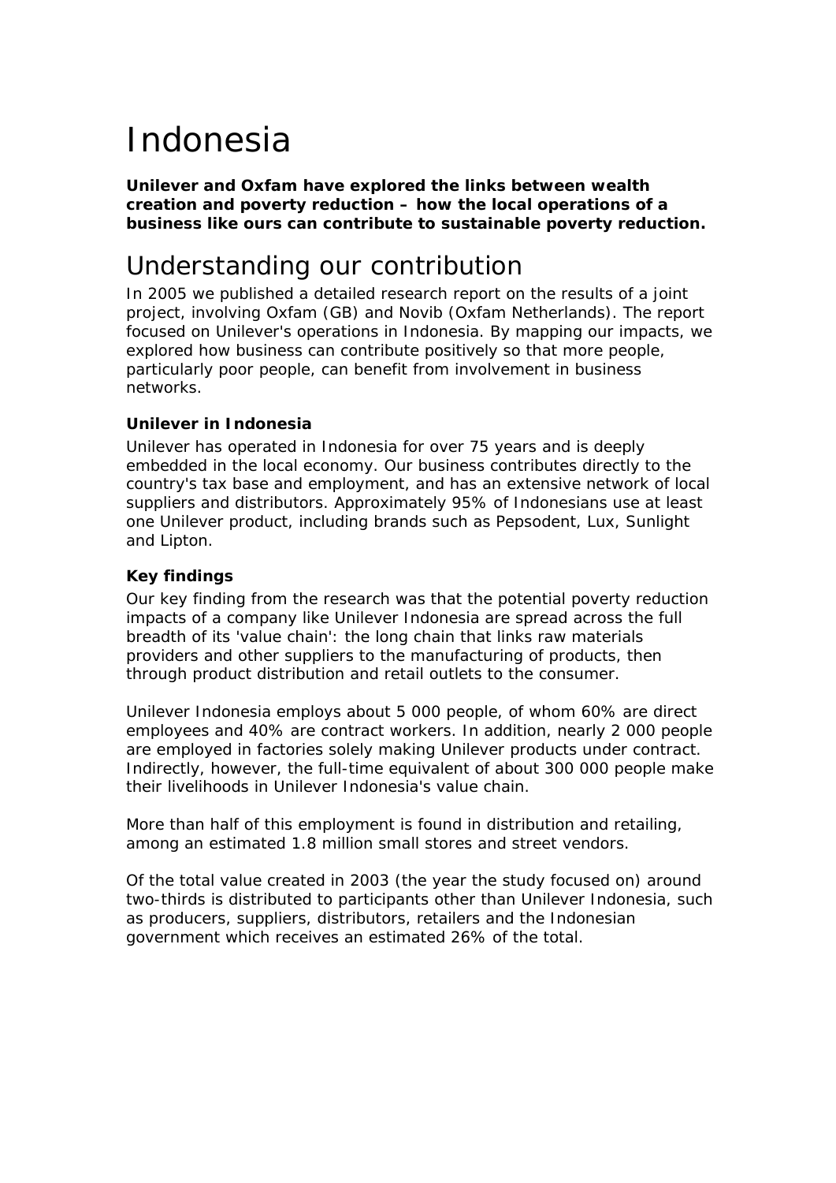# Indonesia

**Unilever and Oxfam have explored the links between wealth creation and poverty reduction – how the local operations of a business like ours can contribute to sustainable poverty reduction.**

## Understanding our contribution

In 2005 we published a detailed research report on the results of a joint project, involving Oxfam (GB) and Novib (Oxfam Netherlands). The report focused on Unilever's operations in Indonesia. By mapping our impacts, we explored how business can contribute positively so that more people, particularly poor people, can benefit from involvement in business networks.

### Unilever in Indonesia

Unilever has operated in Indonesia for over 75 years and is deeply embedded in the local economy. Our business contributes directly to the country's tax base and employment, and has an extensive network of local suppliers and distributors. Approximately 95% of Indonesians use at least one Unilever product, including brands such as Pepsodent, Lux, Sunlight and Lipton.

### Key findings

Our key finding from the research was that the potential poverty reduction impacts of a company like Unilever Indonesia are spread across the full breadth of its 'value chain': the long chain that links raw materials providers and other suppliers to the manufacturing of products, then through product distribution and retail outlets to the consumer.

Unilever Indonesia employs about 5 000 people, of whom 60% are direct employees and 40% are contract workers. In addition, nearly 2 000 people are employed in factories solely making Unilever products under contract. Indirectly, however, the full-time equivalent of about 300 000 people make their livelihoods in Unilever Indonesia's value chain.

More than half of this employment is found in distribution and retailing, among an estimated 1.8 million small stores and street vendors.

Of the total value created in 2003 (the year the study focused on) around two-thirds is distributed to participants other than Unilever Indonesia, such as producers, suppliers, distributors, retailers and the Indonesian government which receives an estimated 26% of the total.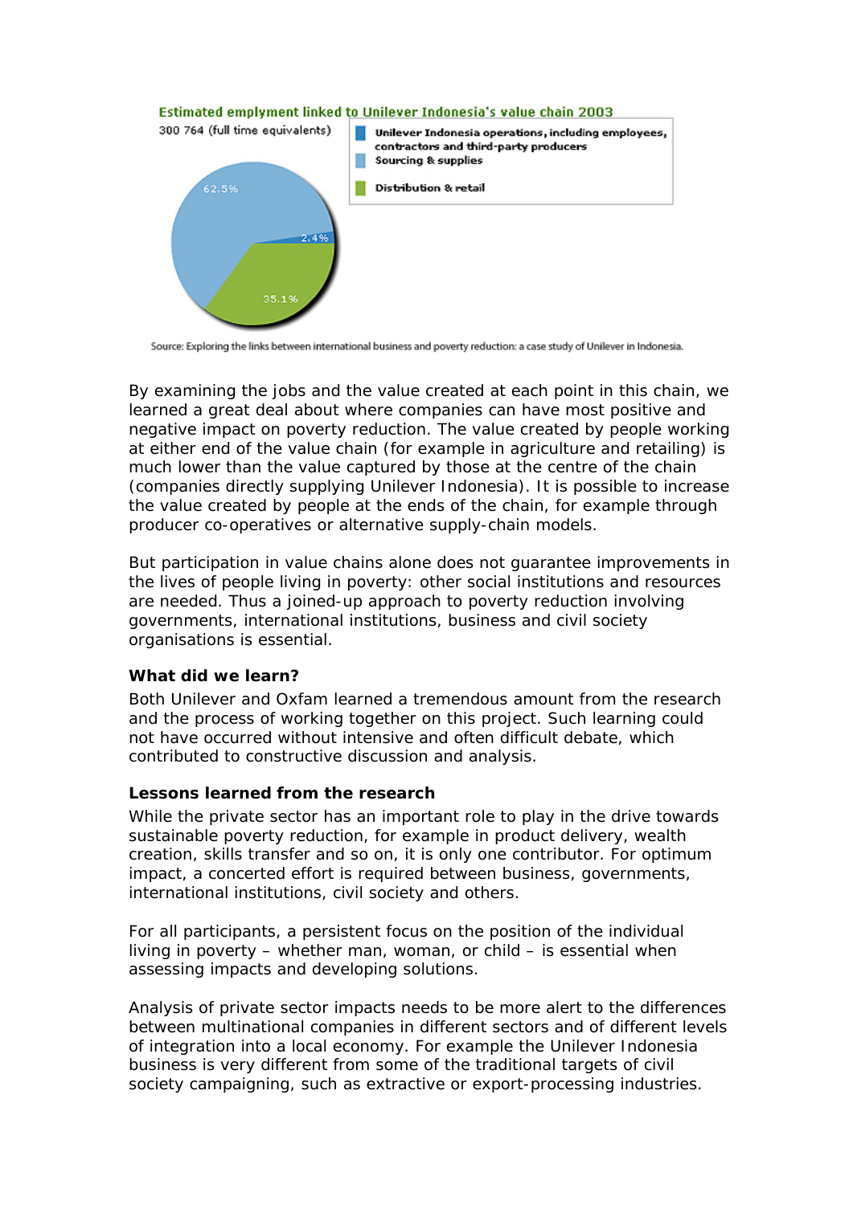Estimated emplyment linked to Unilever Indonesia's value chain 2003

300 764 (full time equivalents)

Unilever Indonesia operations, including employees, contractors and third-party producers

Sourcing & supplies

Distribution & retail

62.5%

2.4%

35.1%

Source: Exploring the links between international business and poverty reduction: a case study of Unilever in Indonesia.

By examining the jobs and the value created at each point in this chain, we learned a great deal about where companies can have most positive and negative impact on poverty reduction. The value created by people working at either end of the value chain (for example in agriculture and retailing) is much lower than the value captured by those at the centre of the chain (companies directly supplying Unilever Indonesia). It is possible to increase the value created by people at the ends of the chain, for example through producer co-operatives or alternative supply-chain models.

But participation in value chains alone does not guarantee improvements in the lives of people living in poverty: other social institutions and resources are needed. Thus a joined-up approach to poverty reduction involving governments, international institutions, business and civil society organisations is essential.

**What did we learn?**

Both Unilever and Oxfam learned a tremendous amount from the research and the process of working together on this project. Such learning could not have occurred without intensive and often difficult debate, which contributed to constructive discussion and analysis.

**Lessons learned from the research**

While the private sector has an important role to play in the drive towards sustainable poverty reduction, for example in product delivery, wealth creation, skills transfer and so on, it is only one contributor. For optimum impact, a concerted effort is required between business, governments, international institutions, civil society and others.

For all participants, a persistent focus on the position of the individual living in poverty – whether man, woman, or child – is essential when assessing impacts and developing solutions.

Analysis of private sector impacts needs to be more alert to the differences between multinational companies in different sectors and of different levels of integration into a local economy. For example the Unilever Indonesia business is very different from some of the traditional targets of civil society campaigning, such as extractive or export-processing industries.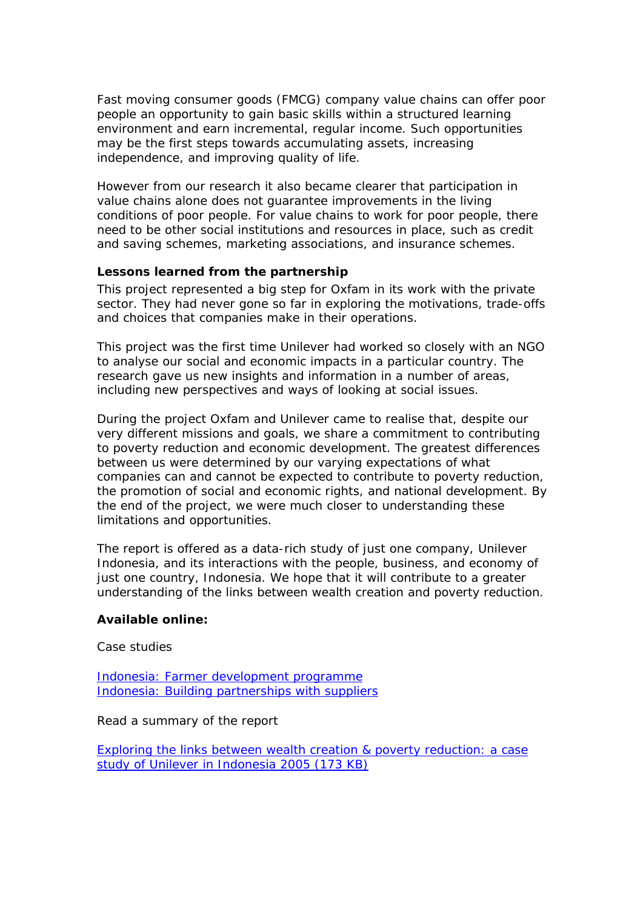Fast moving consumer goods (FMCG) company value chains can offer poor people an opportunity to gain basic skills within a structured learning environment and earn incremental, regular income. Such opportunities may be the first steps towards accumulating assets, increasing independence, and improving quality of life.

However from our research it also became clearer that participation in value chains alone does not guarantee improvements in the living conditions of poor people. For value chains to work for poor people, there need to be other social institutions and resources in place, such as credit and saving schemes, marketing associations, and insurance schemes.

**Lessons learned from the partnership**

This project represented a big step for Oxfam in its work with the private sector. They had never gone so far in exploring the motivations, trade-offs and choices that companies make in their operations.

This project was the first time Unilever had worked so closely with an NGO to analyse our social and economic impacts in a particular country. The research gave us new insights and information in a number of areas, including new perspectives and ways of looking at social issues.

During the project Oxfam and Unilever came to realise that, despite our very different missions and goals, we share a commitment to contributing to poverty reduction and economic development. The greatest differences between us were determined by our varying expectations of what companies can and cannot be expected to contribute to poverty reduction, the promotion of social and economic rights, and national development. By the end of the project, we were much closer to understanding these limitations and opportunities.

The report is offered as a data-rich study of just one company, Unilever Indonesia, and its interactions with the people, business, and economy of just one country, Indonesia. We hope that it will contribute to a greater understanding of the links between wealth creation and poverty reduction.

**Available online:**

Case studies

Indonesia: Farmer development programme
Indonesia: Building partnerships with suppliers

Read a summary of the report

Exploring the links between wealth creation & poverty reduction: a case study of Unilever in Indonesia 2005 (173 KB)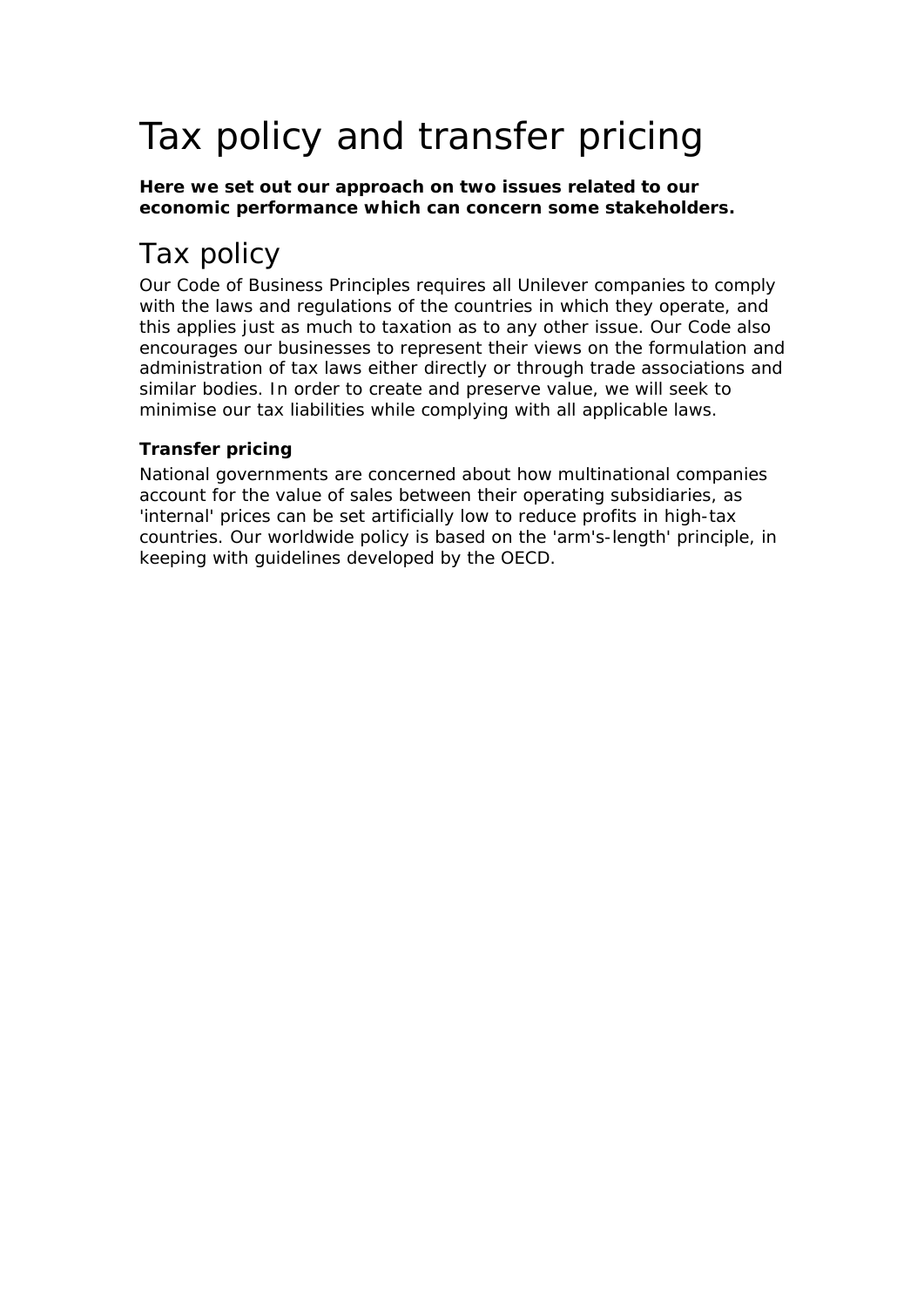# Tax policy and transfer pricing

**Here we set out our approach on two issues related to our economic performance which can concern some stakeholders.**

## Tax policy

Our Code of Business Principles requires all Unilever companies to comply with the laws and regulations of the countries in which they operate, and this applies just as much to taxation as to any other issue. Our Code also encourages our businesses to represent their views on the formulation and administration of tax laws either directly or through trade associations and similar bodies. In order to create and preserve value, we will seek to minimise our tax liabilities while complying with all applicable laws.

### Transfer pricing

National governments are concerned about how multinational companies account for the value of sales between their operating subsidiaries, as 'internal' prices can be set artificially low to reduce profits in high-tax countries. Our worldwide policy is based on the 'arm's-length' principle, in keeping with guidelines developed by the OECD.